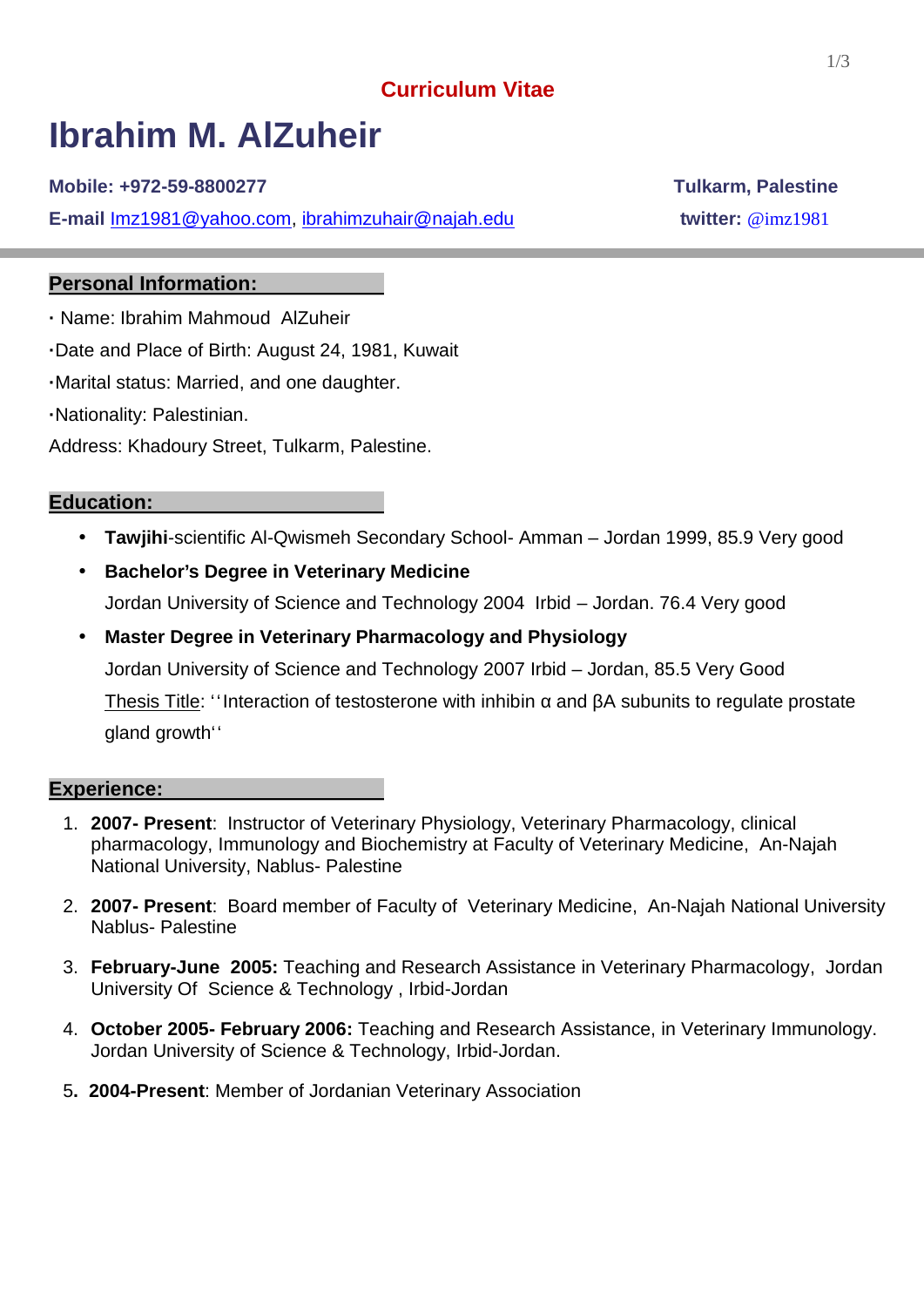Curriculum Vitae

# Ibrahim M. AlZuheir

**Mobile: +972-59-8800277** **Tulkarm, Palestine**

**E-mail** Imz1981@yahoo.com, ibrahimzuhair@najah.edu **twitter:** @imz1981

## Personal Information:

- Name: Ibrahim Mahmoud AlZuheir
- Date and Place of Birth: August 24, 1981, Kuwait
- Marital status: Married, and one daughter.
- Nationality: Palestinian.

Address: Khadoury Street, Tulkarm, Palestine.

## Education:

- **Tawjihi**-scientific Al-Qwismeh Secondary School- Amman – Jordan 1999, 85.9 Very good
- **Bachelor's Degree in Veterinary Medicine**
  Jordan University of Science and Technology 2004 Irbid – Jordan. 76.4 Very good
- **Master Degree in Veterinary Pharmacology and Physiology**
  Jordan University of Science and Technology 2007 Irbid – Jordan, 85.5 Very Good
  Thesis Title: ''Interaction of testosterone with inhibin α and βA subunits to regulate prostate gland growth''

## Experience:

1. **2007- Present**: Instructor of Veterinary Physiology, Veterinary Pharmacology, clinical pharmacology, Immunology and Biochemistry at Faculty of Veterinary Medicine, An-Najah National University, Nablus- Palestine
2. **2007- Present**: Board member of Faculty of Veterinary Medicine, An-Najah National University Nablus- Palestine
3. **February-June 2005:** Teaching and Research Assistance in Veterinary Pharmacology, Jordan University Of Science & Technology , Irbid-Jordan
4. **October 2005- February 2006:** Teaching and Research Assistance, in Veterinary Immunology. Jordan University of Science & Technology, Irbid-Jordan.
5. **2004-Present**: Member of Jordanian Veterinary Association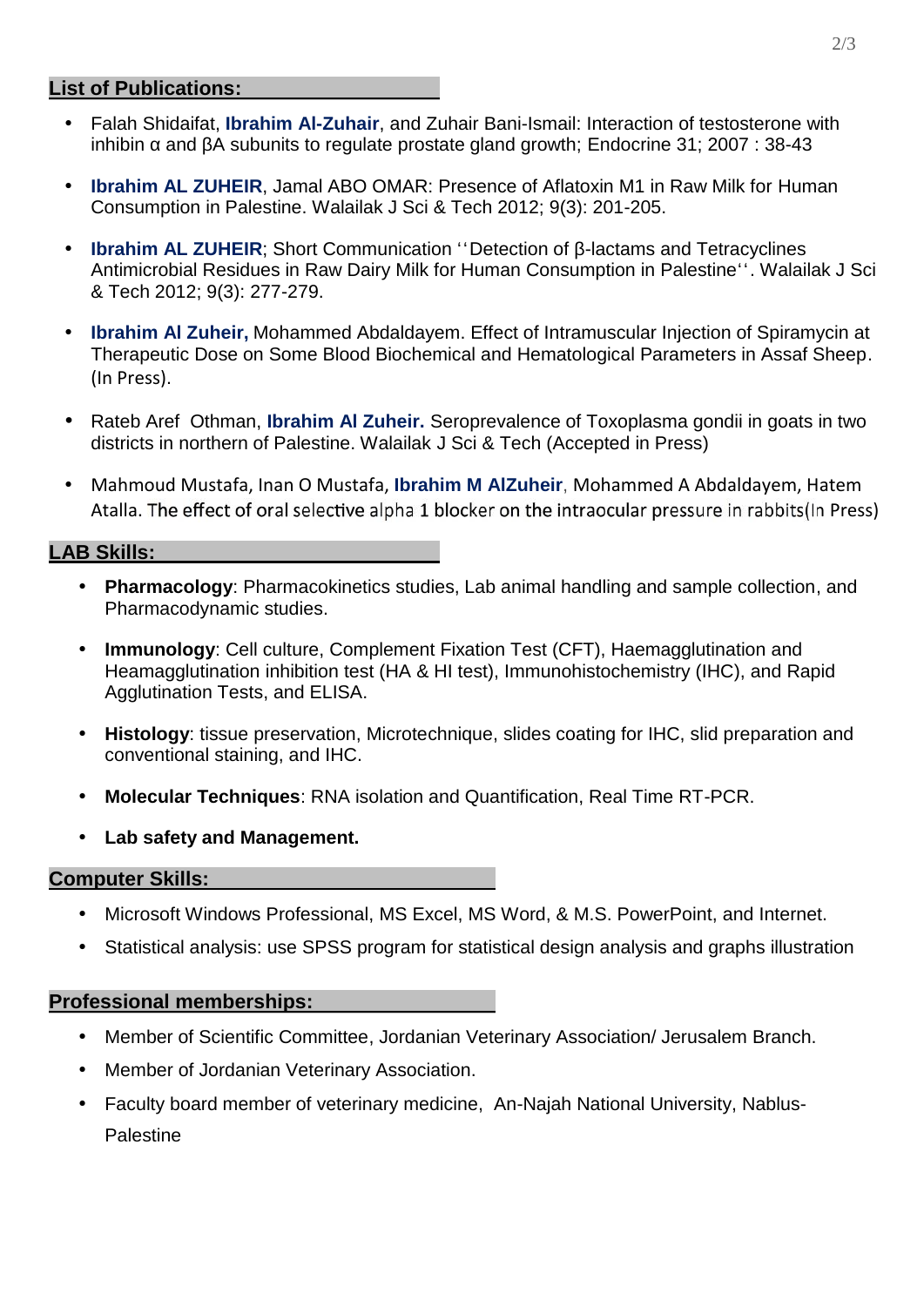## List of Publications:

- Falah Shidaifat, **Ibrahim Al-Zuhair**, and Zuhair Bani-Ismail: Interaction of testosterone with inhibin α and βA subunits to regulate prostate gland growth; Endocrine 31; 2007 : 38-43
- **Ibrahim AL ZUHEIR**, Jamal ABO OMAR: Presence of Aflatoxin M1 in Raw Milk for Human Consumption in Palestine. Walailak J Sci & Tech 2012; 9(3): 201-205.
- **Ibrahim AL ZUHEIR**; Short Communication ''Detection of β-lactams and Tetracyclines Antimicrobial Residues in Raw Dairy Milk for Human Consumption in Palestine''. Walailak J Sci & Tech 2012; 9(3): 277-279.
- **Ibrahim Al Zuheir,** Mohammed Abdaldayem. Effect of Intramuscular Injection of Spiramycin at Therapeutic Dose on Some Blood Biochemical and Hematological Parameters in Assaf Sheep. (In Press).
- Rateb Aref Othman, **Ibrahim Al Zuheir.** Seroprevalence of Toxoplasma gondii in goats in two districts in northern of Palestine. Walailak J Sci & Tech (Accepted in Press)
- Mahmoud Mustafa, Inan O Mustafa, **Ibrahim M AlZuheir**, Mohammed A Abdaldayem, Hatem Atalla. The effect of oral selective alpha 1 blocker on the intraocular pressure in rabbits(In Press)

## LAB Skills:

- **Pharmacology**: Pharmacokinetics studies, Lab animal handling and sample collection, and Pharmacodynamic studies.
- **Immunology**: Cell culture, Complement Fixation Test (CFT), Haemagglutination and Heamagglutination inhibition test (HA & HI test), Immunohistochemistry (IHC), and Rapid Agglutination Tests, and ELISA.
- **Histology**: tissue preservation, Microtechnique, slides coating for IHC, slid preparation and conventional staining, and IHC.
- **Molecular Techniques**: RNA isolation and Quantification, Real Time RT-PCR.
- **Lab safety and Management.**

## Computer Skills:

- Microsoft Windows Professional, MS Excel, MS Word, & M.S. PowerPoint, and Internet.
- Statistical analysis: use SPSS program for statistical design analysis and graphs illustration

## Professional memberships:

- Member of Scientific Committee, Jordanian Veterinary Association/ Jerusalem Branch.
- Member of Jordanian Veterinary Association.
- Faculty board member of veterinary medicine, An-Najah National University, Nablus-Palestine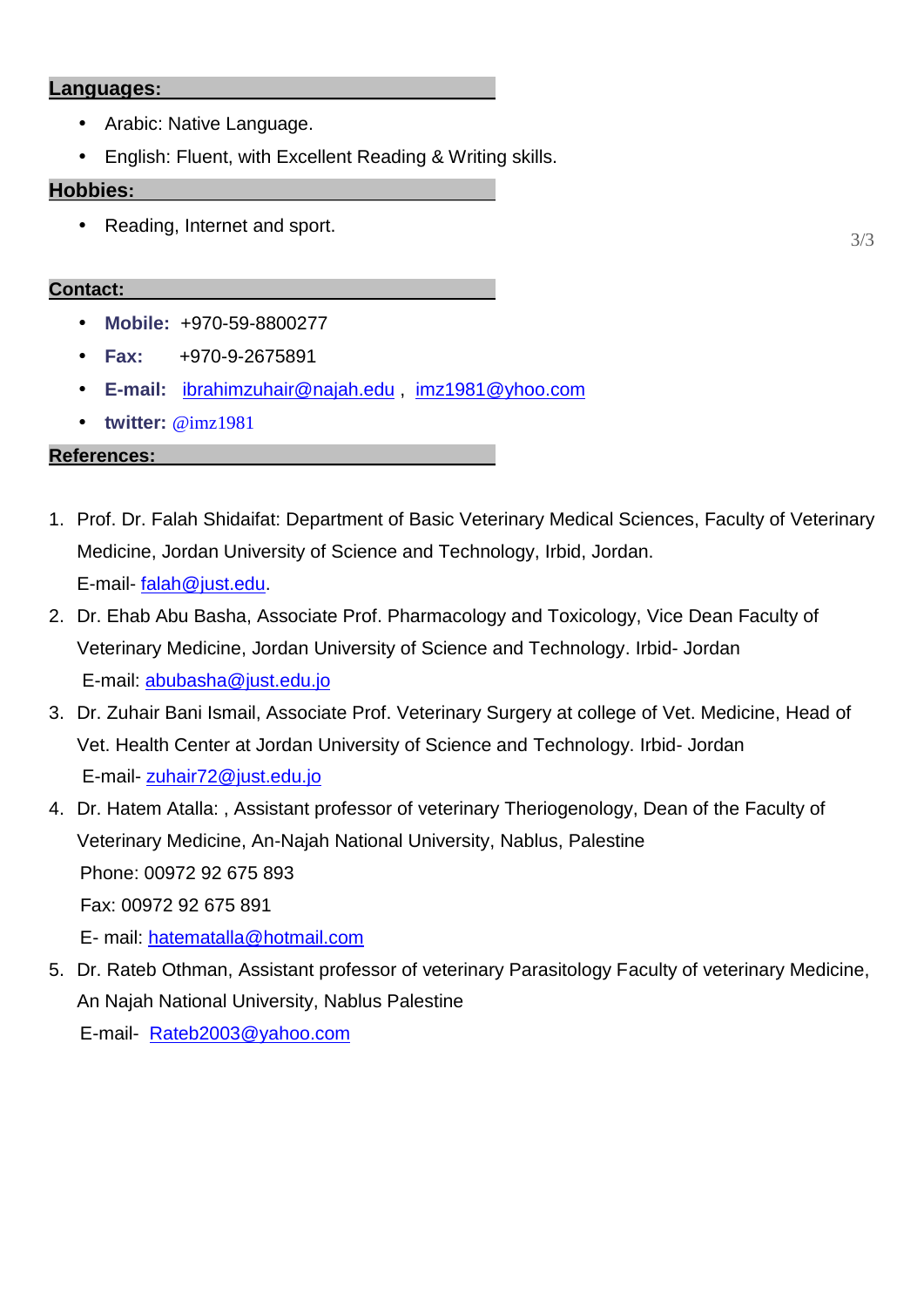## Languages:

- Arabic: Native Language.
- English: Fluent, with Excellent Reading & Writing skills.

## Hobbies:

- Reading, Internet and sport.

## Contact:

- **Mobile:** +970-59-8800277
- **Fax:** +970-9-2675891
- **E-mail:** ibrahimzuhair@najah.edu , imz1981@yhoo.com
- **twitter:** @imz1981

## References:

1. Prof. Dr. Falah Shidaifat: Department of Basic Veterinary Medical Sciences, Faculty of Veterinary Medicine, Jordan University of Science and Technology, Irbid, Jordan.
   E-mail- falah@just.edu.
2. Dr. Ehab Abu Basha, Associate Prof. Pharmacology and Toxicology, Vice Dean Faculty of Veterinary Medicine, Jordan University of Science and Technology. Irbid- Jordan
   E-mail: abubasha@just.edu.jo
3. Dr. Zuhair Bani Ismail, Associate Prof. Veterinary Surgery at college of Vet. Medicine, Head of Vet. Health Center at Jordan University of Science and Technology. Irbid- Jordan
   E-mail- zuhair72@just.edu.jo
4. Dr. Hatem Atalla: , Assistant professor of veterinary Theriogenology, Dean of the Faculty of Veterinary Medicine, An-Najah National University, Nablus, Palestine
   Phone: 00972 92 675 893
   Fax: 00972 92 675 891
   E- mail: hatematalla@hotmail.com
5. Dr. Rateb Othman, Assistant professor of veterinary Parasitology Faculty of veterinary Medicine, An Najah National University, Nablus Palestine
   E-mail- Rateb2003@yahoo.com